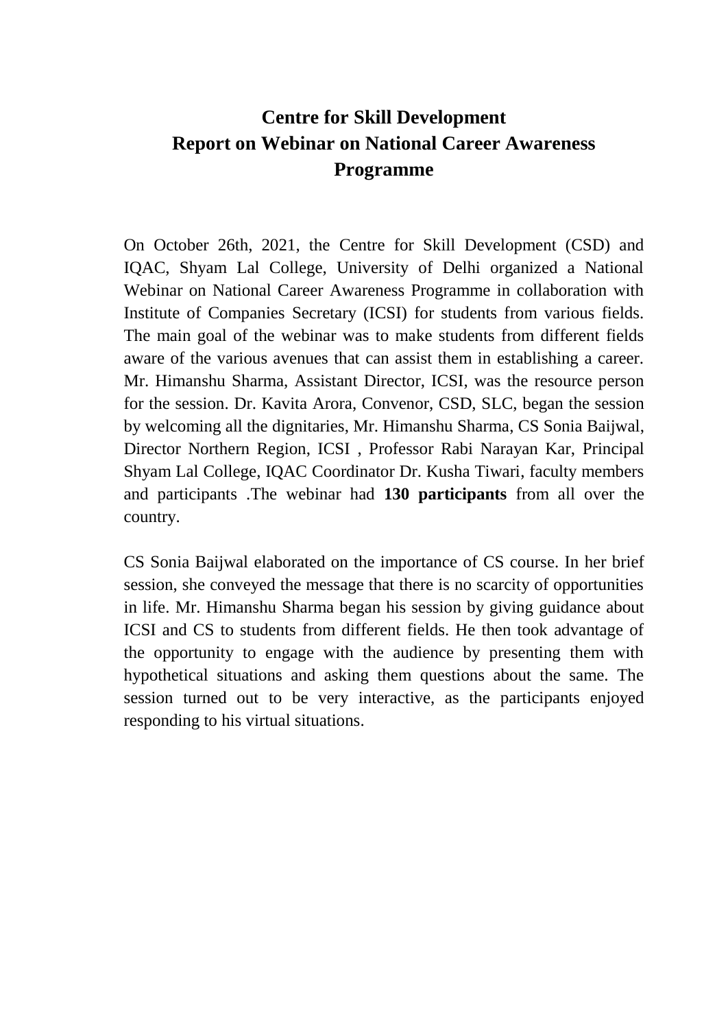# Centre for Skill Development
## Report on Webinar on National Career Awareness Programme

On October 26th, 2021, the Centre for Skill Development (CSD) and IQAC, Shyam Lal College, University of Delhi organized a National Webinar on National Career Awareness Programme in collaboration with Institute of Companies Secretary (ICSI) for students from various fields. The main goal of the webinar was to make students from different fields aware of the various avenues that can assist them in establishing a career. Mr. Himanshu Sharma, Assistant Director, ICSI, was the resource person for the session. Dr. Kavita Arora, Convenor, CSD, SLC, began the session by welcoming all the dignitaries, Mr. Himanshu Sharma, CS Sonia Baijwal, Director Northern Region, ICSI , Professor Rabi Narayan Kar, Principal Shyam Lal College, IQAC Coordinator Dr. Kusha Tiwari, faculty members and participants .The webinar had **130 participants** from all over the country.

CS Sonia Baijwal elaborated on the importance of CS course. In her brief session, she conveyed the message that there is no scarcity of opportunities in life. Mr. Himanshu Sharma began his session by giving guidance about ICSI and CS to students from different fields. He then took advantage of the opportunity to engage with the audience by presenting them with hypothetical situations and asking them questions about the same. The session turned out to be very interactive, as the participants enjoyed responding to his virtual situations.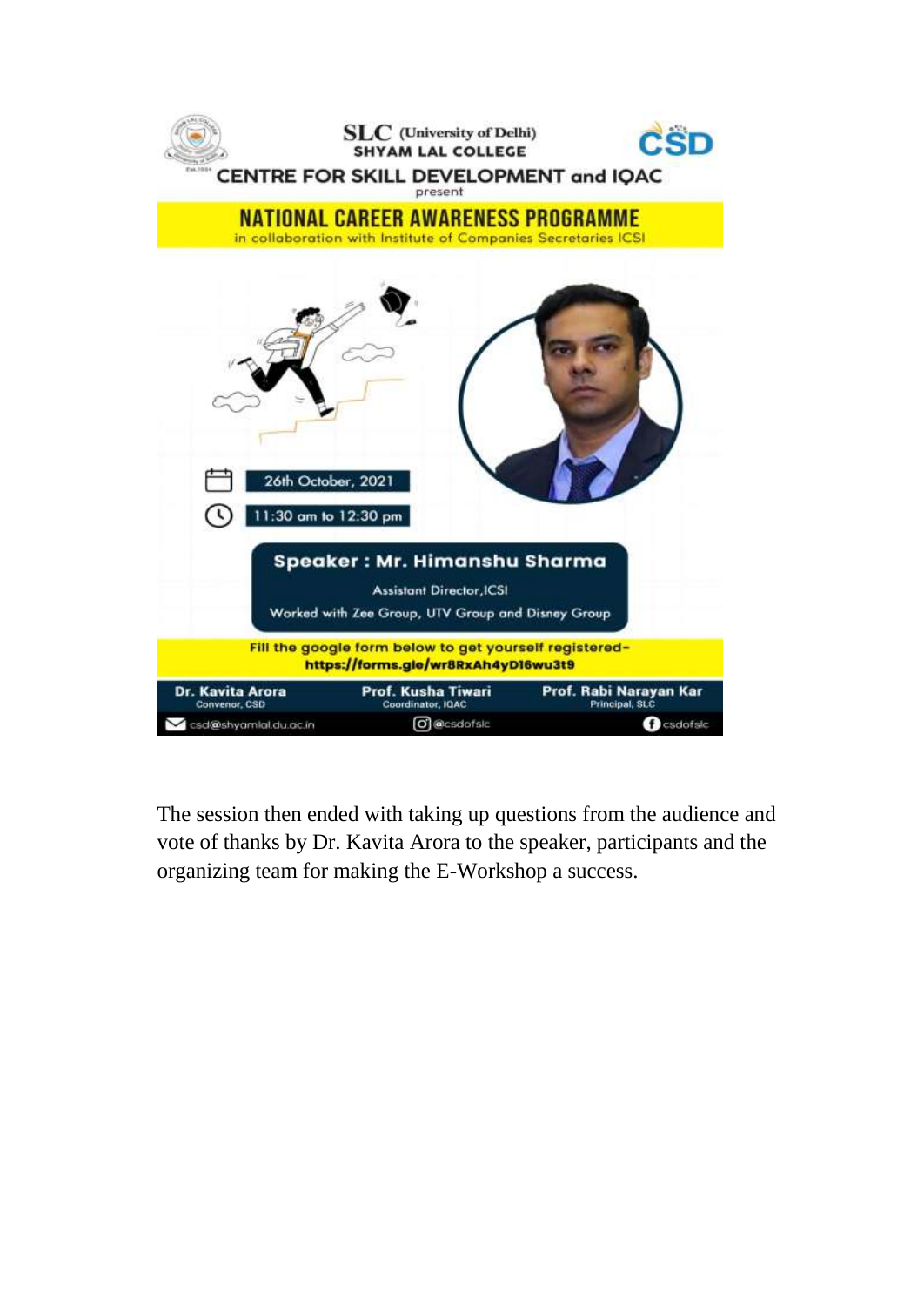SLC (University of Delhi)
SHYAM LAL COLLEGE

CENTRE FOR SKILL DEVELOPMENT and IQAC

present

**NATIONAL CAREER AWARENESS PROGRAMME**

in collaboration with Institute of Companies Secretaries ICSI

26th October, 2021

11:30 am to 12:30 pm

**Speaker : Mr. Himanshu Sharma**

Assistant Director,ICSI

Worked with Zee Group, UTV Group and Disney Group

Fill the google form below to get yourself registered- https://forms.gle/wr8RxAh4yD16wu3t9

**Dr. Kavita Arora** Convenor, CSD

**Prof. Kusha Tiwari** Coordinator, IQAC

**Prof. Rabi Narayan Kar** Principal, SLC

csd@shyamlal.du.ac.in @csdofslc csdofslc

The session then ended with taking up questions from the audience and vote of thanks by Dr. Kavita Arora to the speaker, participants and the organizing team for making the E-Workshop a success.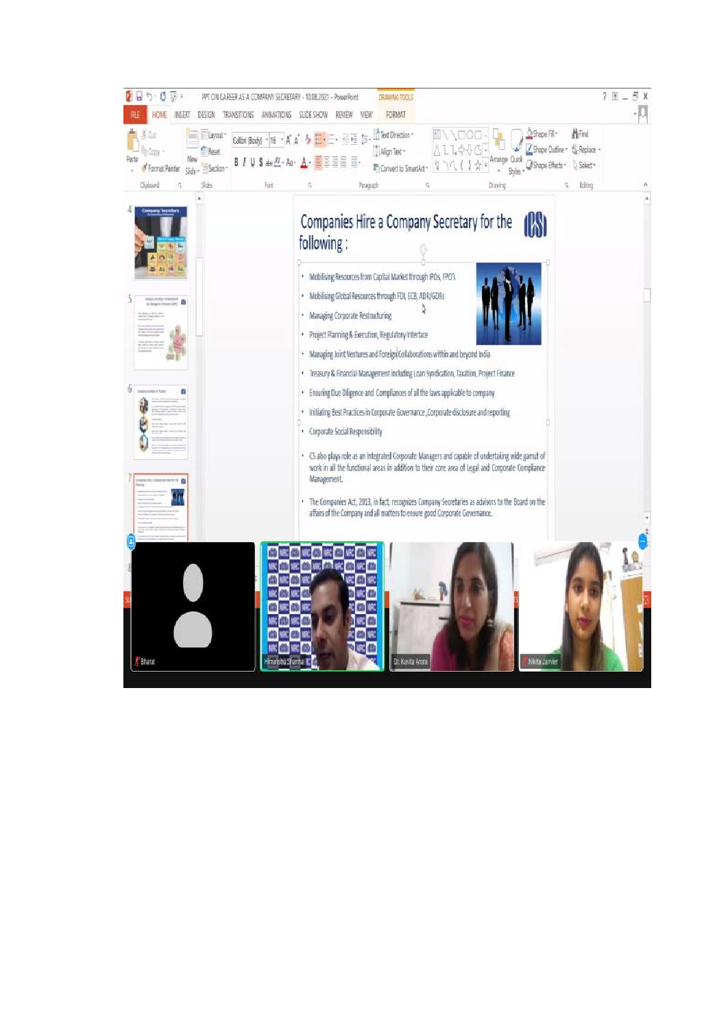## Companies Hire a Company Secretary for the following :

- Mobilising Resources from Capital Market through IPOs, FPO's
- Mobilising Global Resources through FDI, ECB, ADR/GDRs
- Managing Corporate Restructuring
- Project Planning & Execution, Regulatory Interface
- Managing Joint Ventures and Foreign Collaborations within and beyond India
- Treasury & Financial Management including Loan Syndication, Taxation, Project Finance
- Ensuring Due Diligence and Compliances of all the laws applicable to company
- Initiating Best Practices in Corporate Governance ,Corporate disclosure and reporting
- Corporate Social Responsibility
- CS also plays role as an Integrated Corporate Managers and capable of undertaking wide gamut of work in all the functional areas in addition to their core area of Legal and Corporate Compliance Management.
- The Companies Act, 2013, in fact, recognizes Company Secretaries as advisors to the Board on the affairs of the Company and all matters to ensure good Corporate Governance.

Bharat | Himanshu Sharma | Dr. Kavita Arora | Nikita Janwer